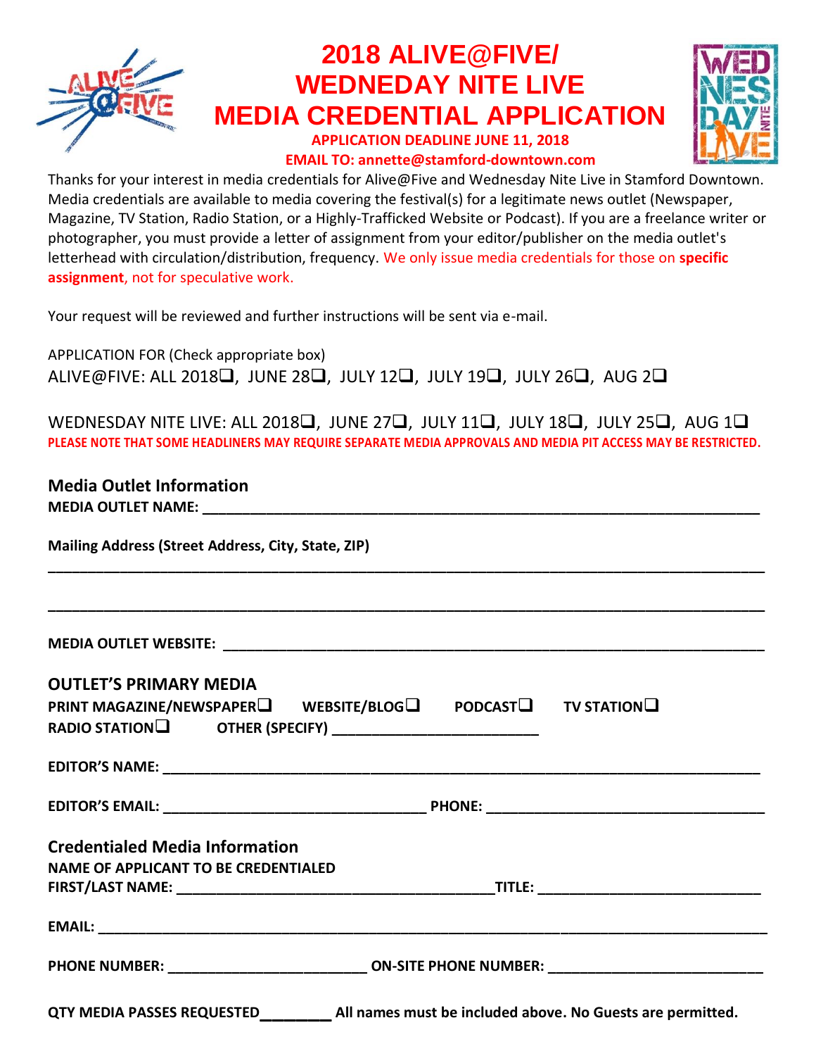# 2018 ALIVE@FIVE/ WEDNEDAY NITE LIVE MEDIA CREDENTIAL APPLICATION

**APPLICATION DEADLINE JUNE 11, 2018**

**EMAIL TO: annette@stamford-downtown.com**

Thanks for your interest in media credentials for Alive@Five and Wednesday Nite Live in Stamford Downtown. Media credentials are available to media covering the festival(s) for a legitimate news outlet (Newspaper, Magazine, TV Station, Radio Station, or a Highly-Trafficked Website or Podcast). If you are a freelance writer or photographer, you must provide a letter of assignment from your editor/publisher on the media outlet's letterhead with circulation/distribution, frequency. We only issue media credentials for those on **specific assignment**, not for speculative work.

Your request will be reviewed and further instructions will be sent via e-mail.

APPLICATION FOR (Check appropriate box)

ALIVE@FIVE: ALL 2018❑, JUNE 28❑, JULY 12❑, JULY 19❑, JULY 26❑, AUG 2❑

WEDNESDAY NITE LIVE: ALL 2018❑, JUNE 27❑, JULY 11❑, JULY 18❑, JULY 25❑, AUG 1❑

**PLEASE NOTE THAT SOME HEADLINERS MAY REQUIRE SEPARATE MEDIA APPROVALS AND MEDIA PIT ACCESS MAY BE RESTRICTED.**

## Media Outlet Information

**MEDIA OUTLET NAME:** ______________________________________________

**Mailing Address (Street Address, City, State, ZIP)**

______________________________________________

______________________________________________

**MEDIA OUTLET WEBSITE:** ______________________________________________

## OUTLET'S PRIMARY MEDIA

**PRINT MAGAZINE/NEWSPAPER❑ WEBSITE/BLOG❑ PODCAST❑ TV STATION❑**

**RADIO STATION❑ OTHER (SPECIFY)** ________________________

**EDITOR'S NAME:** ______________________________________________

**EDITOR'S EMAIL:** ______________________ **PHONE:** ______________________

## Credentialed Media Information

**NAME OF APPLICANT TO BE CREDENTIALED**

**FIRST/LAST NAME:** ______________________ **TITLE:** ______________________

**EMAIL:** ______________________________________________

**PHONE NUMBER:** ______________________ **ON-SITE PHONE NUMBER:** ______________________

**QTY MEDIA PASSES REQUESTED**________ **All names must be included above. No Guests are permitted.**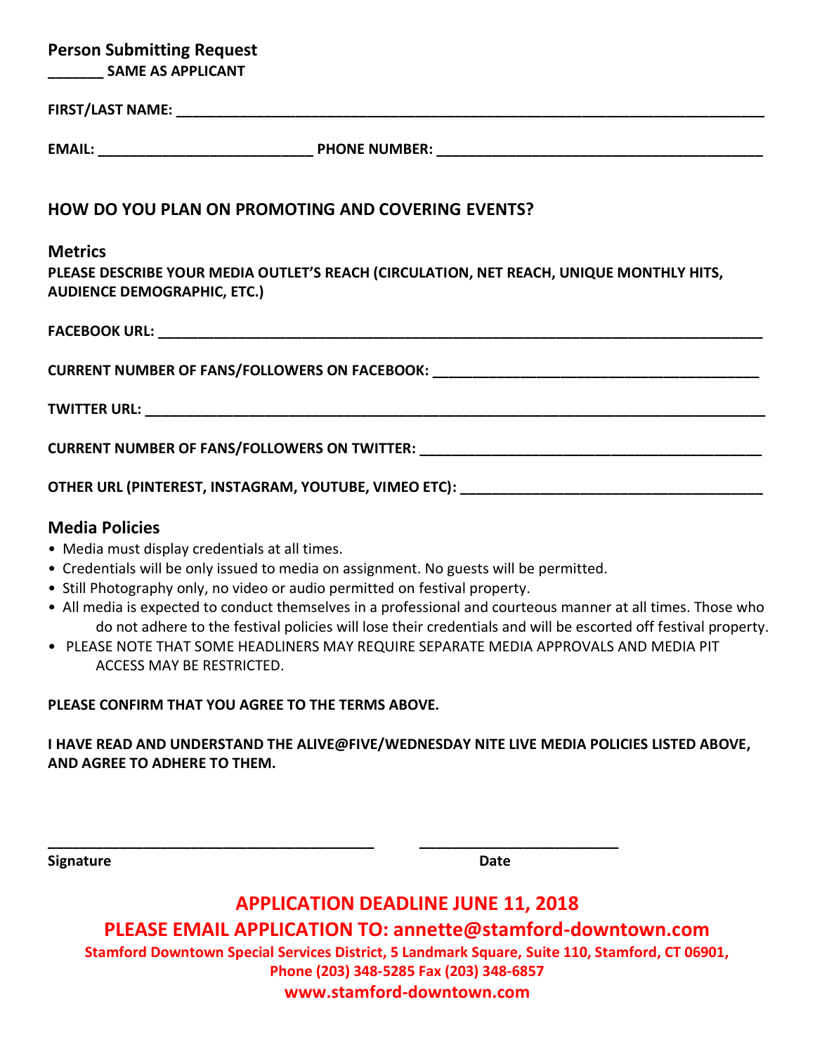## Person Submitting Request

_______ **SAME AS APPLICANT**

**FIRST/LAST NAME:** ______________________________________________________________________

**EMAIL:** ___________________________ **PHONE NUMBER:** _________________________________________

## HOW DO YOU PLAN ON PROMOTING AND COVERING EVENTS?

## Metrics

**PLEASE DESCRIBE YOUR MEDIA OUTLET'S REACH (CIRCULATION, NET REACH, UNIQUE MONTHLY HITS, AUDIENCE DEMOGRAPHIC, ETC.)**

**FACEBOOK URL:** __________________________________________________________________________

**CURRENT NUMBER OF FANS/FOLLOWERS ON FACEBOOK:** _________________________________________

**TWITTER URL:** ____________________________________________________________________________

**CURRENT NUMBER OF FANS/FOLLOWERS ON TWITTER:** ___________________________________________

**OTHER URL (PINTEREST, INSTAGRAM, YOUTUBE, VIMEO ETC):** ____________________________________

## Media Policies

- Media must display credentials at all times.
- Credentials will be only issued to media on assignment. No guests will be permitted.
- Still Photography only, no video or audio permitted on festival property.
- All media is expected to conduct themselves in a professional and courteous manner at all times. Those who do not adhere to the festival policies will lose their credentials and will be escorted off festival property.
- PLEASE NOTE THAT SOME HEADLINERS MAY REQUIRE SEPARATE MEDIA APPROVALS AND MEDIA PIT ACCESS MAY BE RESTRICTED.

**PLEASE CONFIRM THAT YOU AGREE TO THE TERMS ABOVE.**

**I HAVE READ AND UNDERSTAND THE ALIVE@FIVE/WEDNESDAY NITE LIVE MEDIA POLICIES LISTED ABOVE, AND AGREE TO ADHERE TO THEM.**

_________________________________________ _________________________

**Signature** **Date**

**APPLICATION DEADLINE JUNE 11, 2018**

**PLEASE EMAIL APPLICATION TO: annette@stamford-downtown.com**

**Stamford Downtown Special Services District, 5 Landmark Square, Suite 110, Stamford, CT 06901, Phone (203) 348-5285 Fax (203) 348-6857**

**www.stamford-downtown.com**